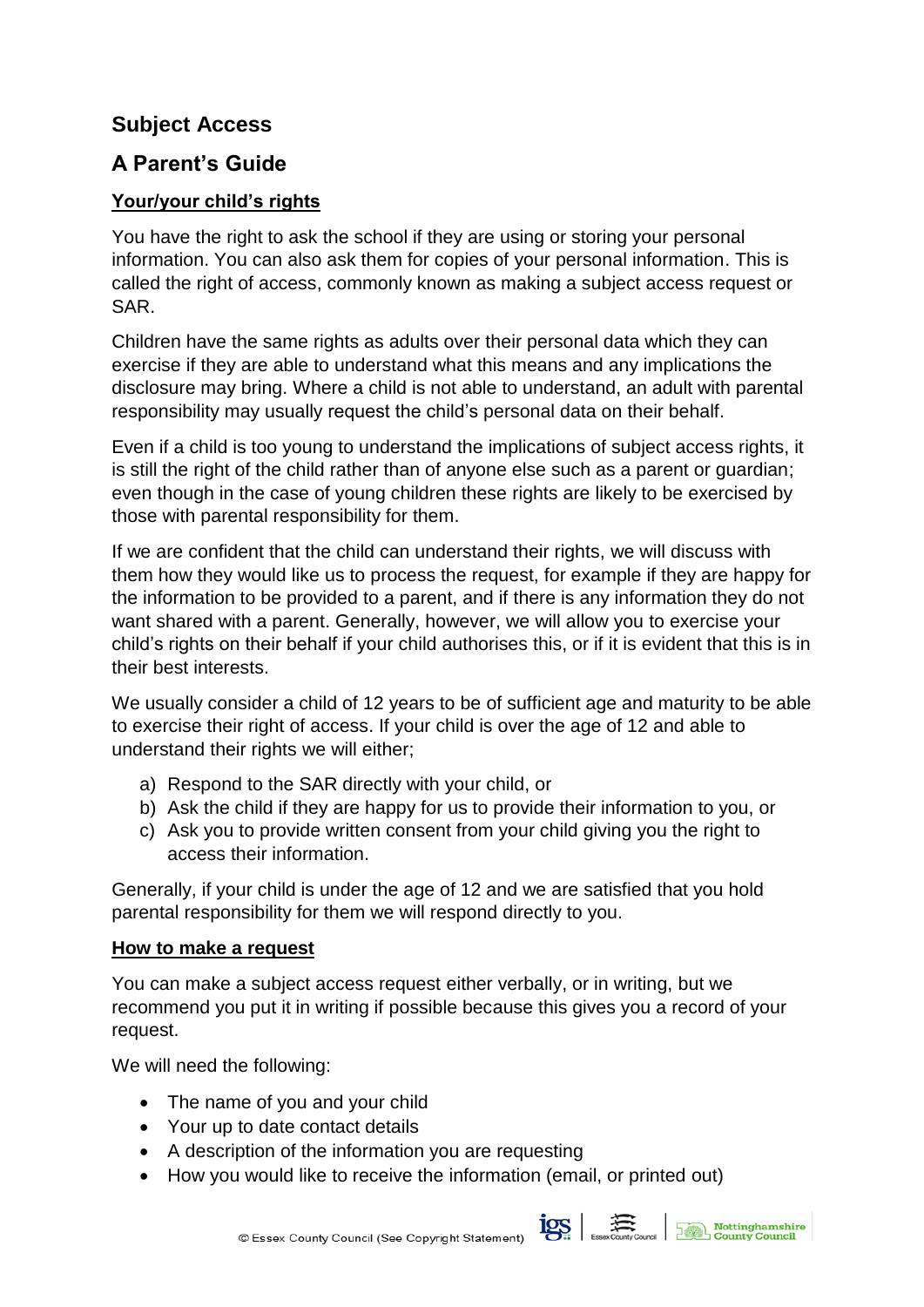## Subject Access

## A Parent's Guide

### Your/your child's rights

You have the right to ask the school if they are using or storing your personal information. You can also ask them for copies of your personal information. This is called the right of access, commonly known as making a subject access request or SAR.

Children have the same rights as adults over their personal data which they can exercise if they are able to understand what this means and any implications the disclosure may bring. Where a child is not able to understand, an adult with parental responsibility may usually request the child's personal data on their behalf.

Even if a child is too young to understand the implications of subject access rights, it is still the right of the child rather than of anyone else such as a parent or guardian; even though in the case of young children these rights are likely to be exercised by those with parental responsibility for them.

If we are confident that the child can understand their rights, we will discuss with them how they would like us to process the request, for example if they are happy for the information to be provided to a parent, and if there is any information they do not want shared with a parent. Generally, however, we will allow you to exercise your child's rights on their behalf if your child authorises this, or if it is evident that this is in their best interests.

We usually consider a child of 12 years to be of sufficient age and maturity to be able to exercise their right of access. If your child is over the age of 12 and able to understand their rights we will either;

a) Respond to the SAR directly with your child, or
b) Ask the child if they are happy for us to provide their information to you, or
c) Ask you to provide written consent from your child giving you the right to access their information.

Generally, if your child is under the age of 12 and we are satisfied that you hold parental responsibility for them we will respond directly to you.

### How to make a request

You can make a subject access request either verbally, or in writing, but we recommend you put it in writing if possible because this gives you a record of your request.

We will need the following:

- The name of you and your child
- Your up to date contact details
- A description of the information you are requesting
- How you would like to receive the information (email, or printed out)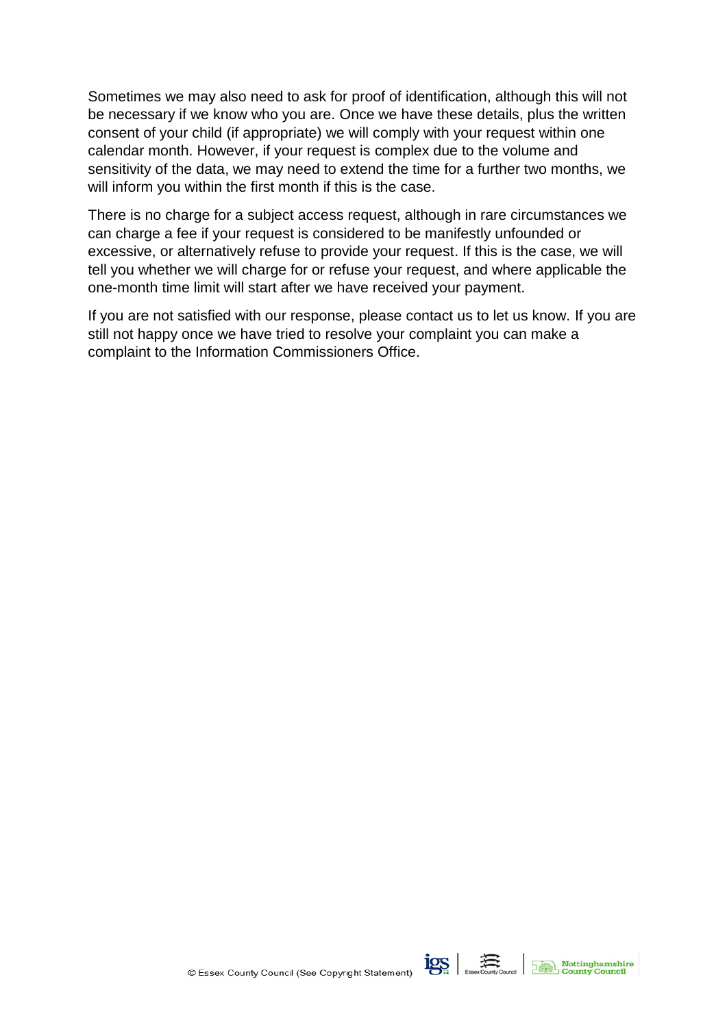Sometimes we may also need to ask for proof of identification, although this will not be necessary if we know who you are. Once we have these details, plus the written consent of your child (if appropriate) we will comply with your request within one calendar month. However, if your request is complex due to the volume and sensitivity of the data, we may need to extend the time for a further two months, we will inform you within the first month if this is the case.

There is no charge for a subject access request, although in rare circumstances we can charge a fee if your request is considered to be manifestly unfounded or excessive, or alternatively refuse to provide your request. If this is the case, we will tell you whether we will charge for or refuse your request, and where applicable the one-month time limit will start after we have received your payment.

If you are not satisfied with our response, please contact us to let us know. If you are still not happy once we have tried to resolve your complaint you can make a complaint to the Information Commissioners Office.